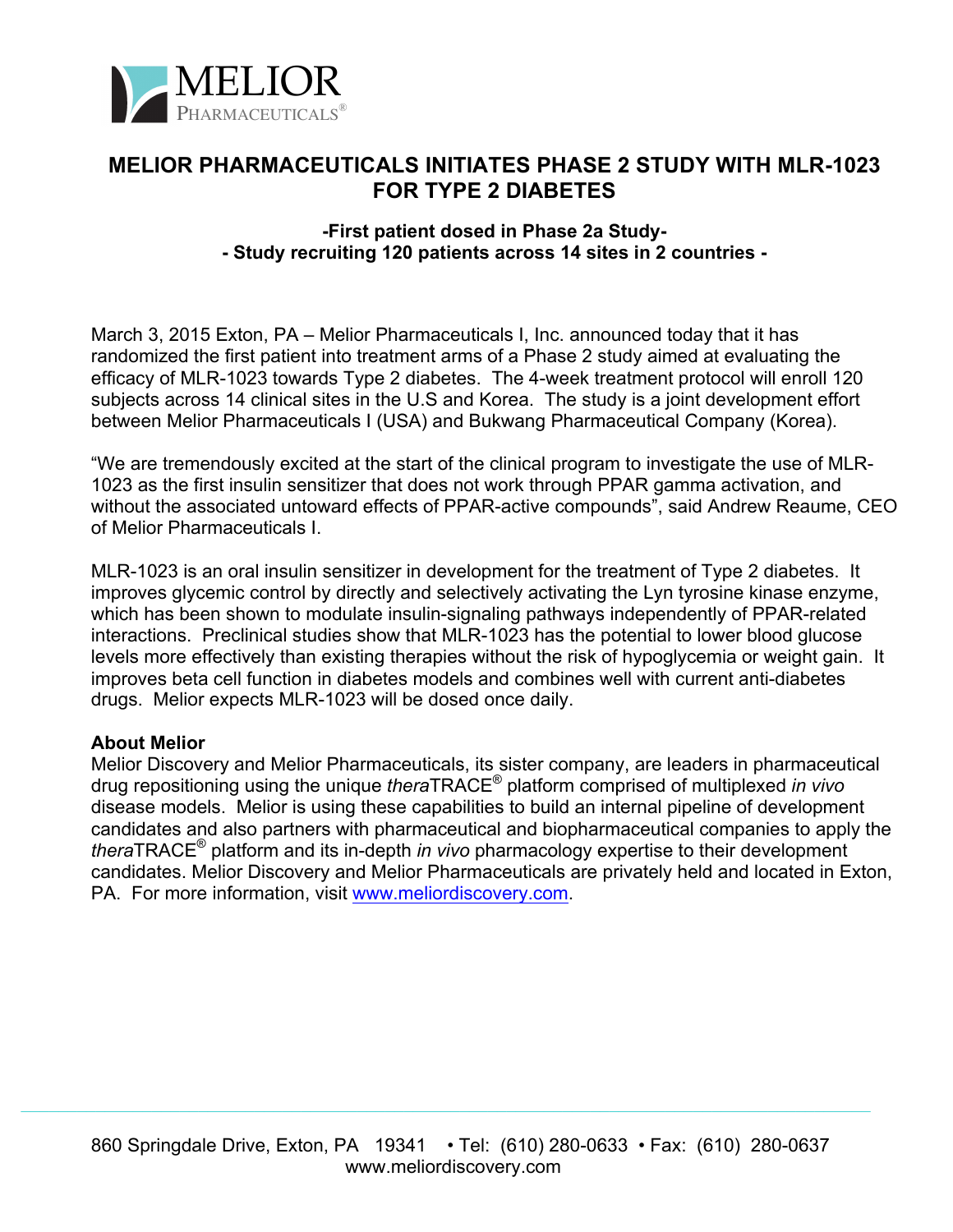MELIOR
PHARMACEUTICALS®

# MELIOR PHARMACEUTICALS INITIATES PHASE 2 STUDY WITH MLR-1023 FOR TYPE 2 DIABETES

**-First patient dosed in Phase 2a Study-**
**- Study recruiting 120 patients across 14 sites in 2 countries -**

March 3, 2015 Exton, PA – Melior Pharmaceuticals I, Inc. announced today that it has randomized the first patient into treatment arms of a Phase 2 study aimed at evaluating the efficacy of MLR-1023 towards Type 2 diabetes. The 4-week treatment protocol will enroll 120 subjects across 14 clinical sites in the U.S and Korea. The study is a joint development effort between Melior Pharmaceuticals I (USA) and Bukwang Pharmaceutical Company (Korea).

"We are tremendously excited at the start of the clinical program to investigate the use of MLR-1023 as the first insulin sensitizer that does not work through PPAR gamma activation, and without the associated untoward effects of PPAR-active compounds", said Andrew Reaume, CEO of Melior Pharmaceuticals I.

MLR-1023 is an oral insulin sensitizer in development for the treatment of Type 2 diabetes. It improves glycemic control by directly and selectively activating the Lyn tyrosine kinase enzyme, which has been shown to modulate insulin-signaling pathways independently of PPAR-related interactions. Preclinical studies show that MLR-1023 has the potential to lower blood glucose levels more effectively than existing therapies without the risk of hypoglycemia or weight gain. It improves beta cell function in diabetes models and combines well with current anti-diabetes drugs. Melior expects MLR-1023 will be dosed once daily.

**About Melior**
Melior Discovery and Melior Pharmaceuticals, its sister company, are leaders in pharmaceutical drug repositioning using the unique *thera*TRACE® platform comprised of multiplexed *in vivo* disease models. Melior is using these capabilities to build an internal pipeline of development candidates and also partners with pharmaceutical and biopharmaceutical companies to apply the *thera*TRACE® platform and its in-depth *in vivo* pharmacology expertise to their development candidates. Melior Discovery and Melior Pharmaceuticals are privately held and located in Exton, PA. For more information, visit www.meliordiscovery.com.

860 Springdale Drive, Exton, PA 19341 • Tel: (610) 280-0633 • Fax: (610) 280-0637
www.meliordiscovery.com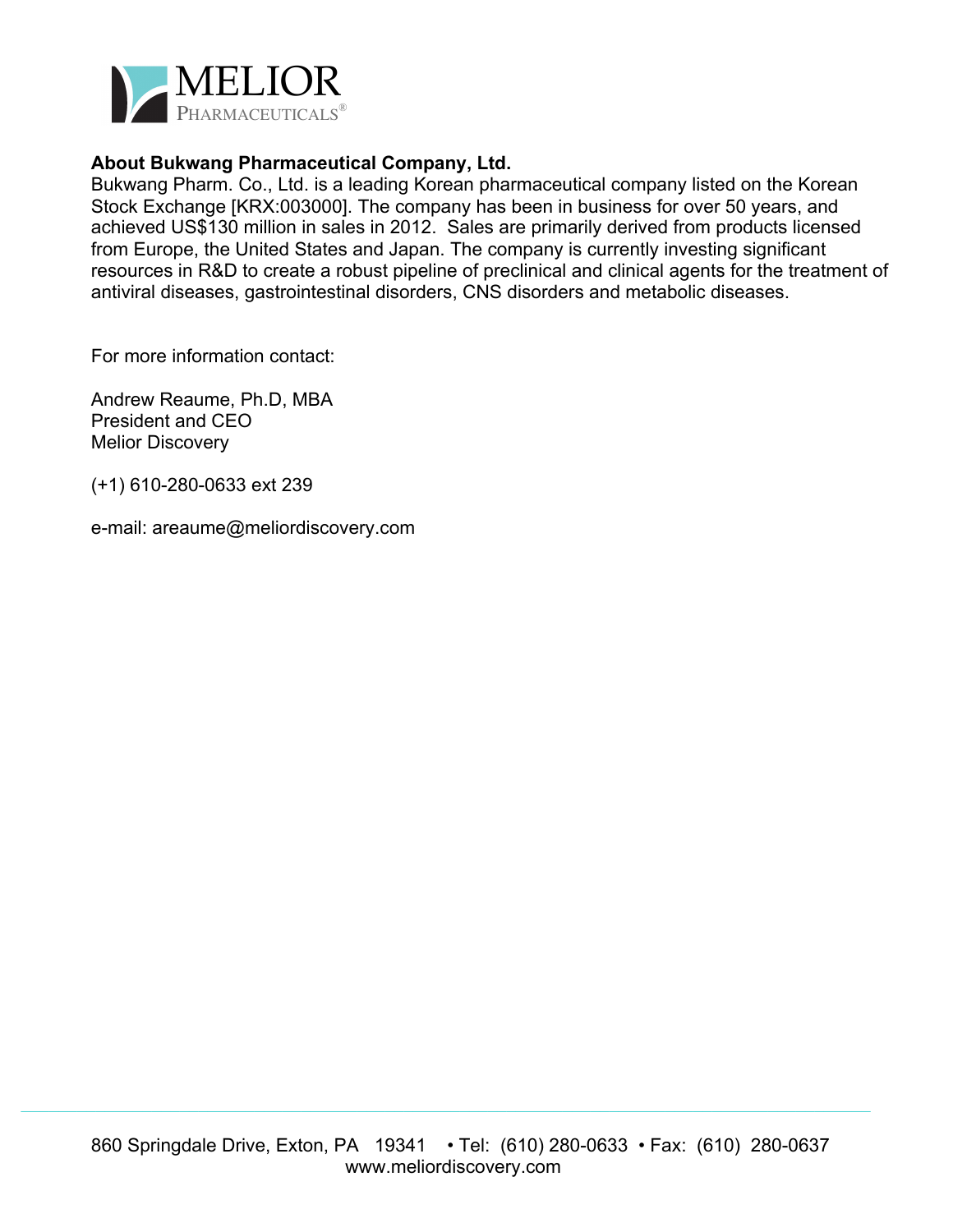**About Bukwang Pharmaceutical Company, Ltd.**

Bukwang Pharm. Co., Ltd. is a leading Korean pharmaceutical company listed on the Korean Stock Exchange [KRX:003000]. The company has been in business for over 50 years, and achieved US$130 million in sales in 2012. Sales are primarily derived from products licensed from Europe, the United States and Japan. The company is currently investing significant resources in R&D to create a robust pipeline of preclinical and clinical agents for the treatment of antiviral diseases, gastrointestinal disorders, CNS disorders and metabolic diseases.

For more information contact:

Andrew Reaume, Ph.D, MBA
President and CEO
Melior Discovery

(+1) 610-280-0633 ext 239

e-mail: areaume@meliordiscovery.com